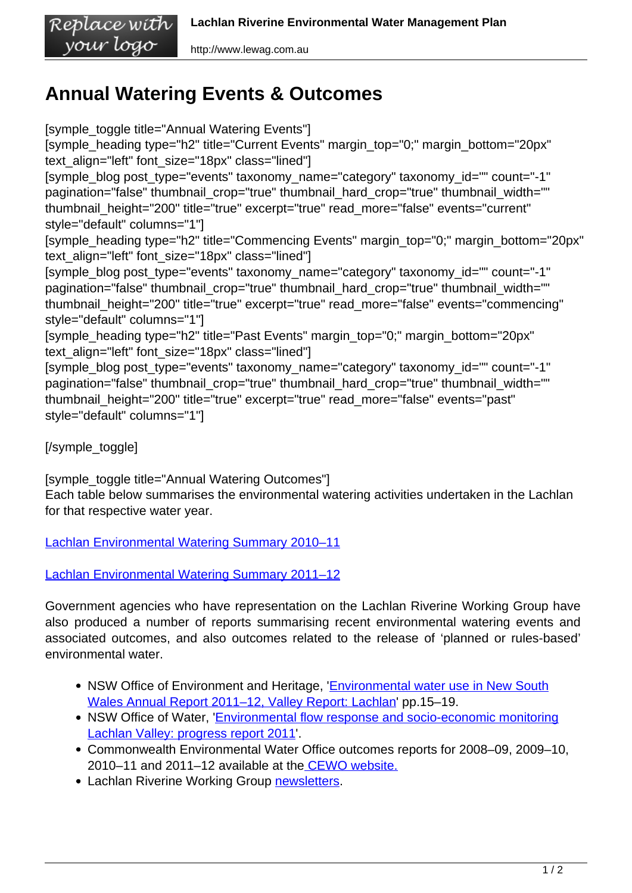# Annual Watering Events & Outcomes

[symple_toggle title="Annual Watering Events"]
[symple_heading type="h2" title="Current Events" margin_top="0;" margin_bottom="20px" text_align="left" font_size="18px" class="lined"]
[symple_blog post_type="events" taxonomy_name="category" taxonomy_id="" count="-1" pagination="false" thumbnail_crop="true" thumbnail_hard_crop="true" thumbnail_width="" thumbnail_height="200" title="true" excerpt="true" read_more="false" events="current" style="default" columns="1"]
[symple_heading type="h2" title="Commencing Events" margin_top="0;" margin_bottom="20px" text_align="left" font_size="18px" class="lined"]
[symple_blog post_type="events" taxonomy_name="category" taxonomy_id="" count="-1" pagination="false" thumbnail_crop="true" thumbnail_hard_crop="true" thumbnail_width="" thumbnail_height="200" title="true" excerpt="true" read_more="false" events="commencing" style="default" columns="1"]
[symple_heading type="h2" title="Past Events" margin_top="0;" margin_bottom="20px" text_align="left" font_size="18px" class="lined"]
[symple_blog post_type="events" taxonomy_name="category" taxonomy_id="" count="-1" pagination="false" thumbnail_crop="true" thumbnail_hard_crop="true" thumbnail_width="" thumbnail_height="200" title="true" excerpt="true" read_more="false" events="past" style="default" columns="1"]

[/symple_toggle]

[symple_toggle title="Annual Watering Outcomes"]
Each table below summarises the environmental watering activities undertaken in the Lachlan for that respective water year.

Lachlan Environmental Watering Summary 2010–11

Lachlan Environmental Watering Summary 2011–12

Government agencies who have representation on the Lachlan Riverine Working Group have also produced a number of reports summarising recent environmental watering events and associated outcomes, and also outcomes related to the release of 'planned or rules-based' environmental water.

- NSW Office of Environment and Heritage, 'Environmental water use in New South Wales Annual Report 2011–12, Valley Report: Lachlan' pp.15–19.
- NSW Office of Water, 'Environmental flow response and socio-economic monitoring Lachlan Valley: progress report 2011'.
- Commonwealth Environmental Water Office outcomes reports for 2008–09, 2009–10, 2010–11 and 2011–12 available at the CEWO website.
- Lachlan Riverine Working Group newsletters.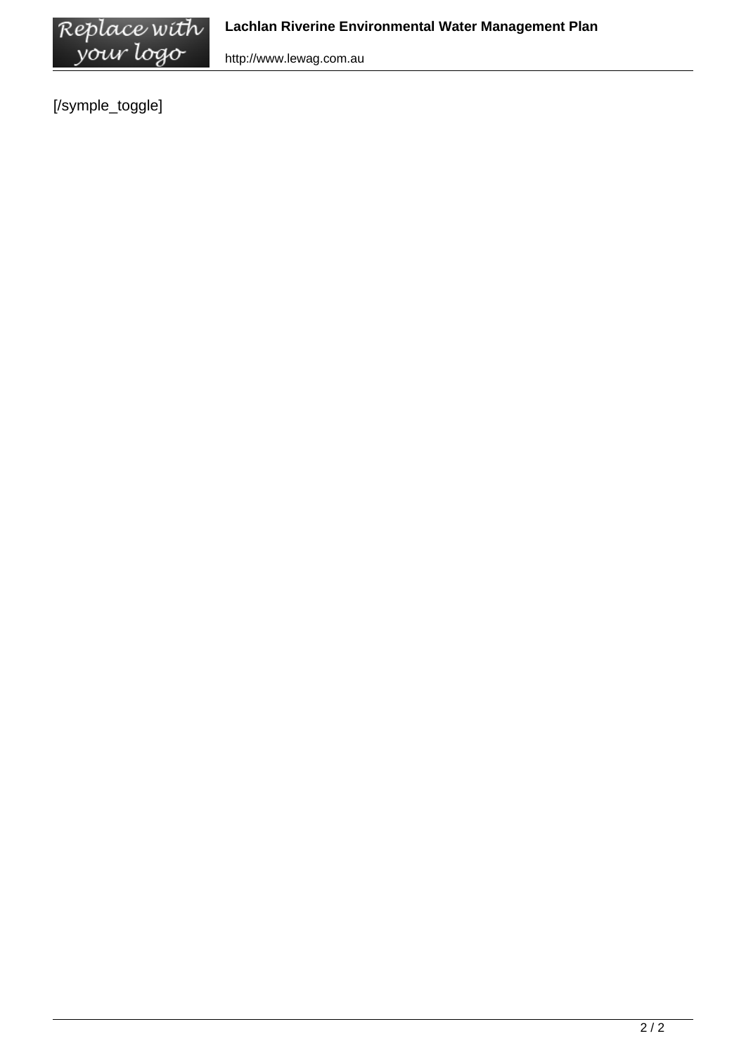[/symple_toggle]